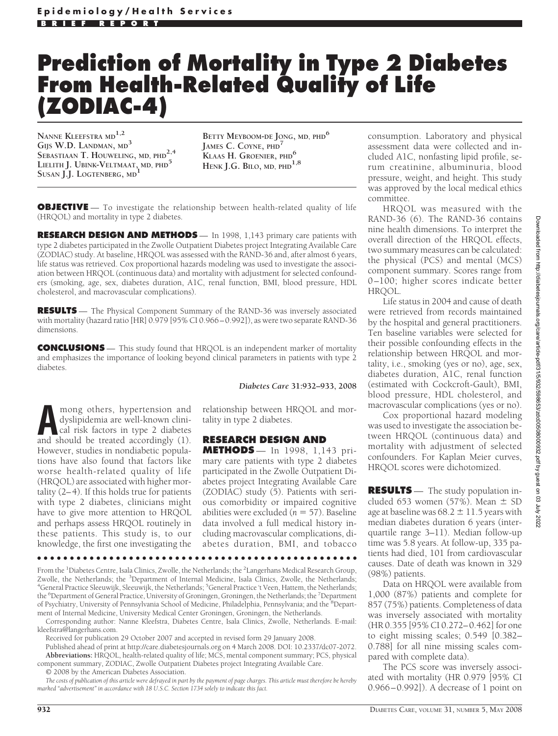# Prediction of Mortality in Type 2 Diabetes From Health-Related Quality of Life (ZODIAC-4)

Nanne Kleefstra md[1,2]
Gijs W.D. Landman, md[3]
Sebastiaan T. Houweling, md, phd[2,4]
Lielith J. Ubink-Veltmaat, md, phd[5]
Susan J.J. Logtenberg, md[1]
Betty Meyboom-de Jong, md, phd[6]
James C. Coyne, phd[7]
Klaas H. Groenier, phd[6]
Henk J.G. Bilo, md, phd[1,8]

**OBJECTIVE** — To investigate the relationship between health-related quality of life (HRQOL) and mortality in type 2 diabetes.

**RESEARCH DESIGN AND METHODS** — In 1998, 1,143 primary care patients with type 2 diabetes participated in the Zwolle Outpatient Diabetes project Integrating Available Care (ZODIAC) study. At baseline, HRQOL was assessed with the RAND-36 and, after almost 6 years, life status was retrieved. Cox proportional hazards modeling was used to investigate the association between HRQOL (continuous data) and mortality with adjustment for selected confounders (smoking, age, sex, diabetes duration, A1C, renal function, BMI, blood pressure, HDL cholesterol, and macrovascular complications).

**RESULTS** — The Physical Component Summary of the RAND-36 was inversely associated with mortality (hazard ratio [HR] 0.979 [95% CI 0.966–0.992]), as were two separate RAND-36 dimensions.

**CONCLUSIONS** — This study found that HRQOL is an independent marker of mortality and emphasizes the importance of looking beyond clinical parameters in patients with type 2 diabetes.

*Diabetes Care* 31:932–933, 2008

Among others, hypertension and dyslipidemia are well-known clinical risk factors in type 2 diabetes and should be treated accordingly (1). However, studies in nondiabetic populations have also found that factors like worse health-related quality of life (HRQOL) are associated with higher mortality (2–4). If this holds true for patients with type 2 diabetes, clinicians might have to give more attention to HRQOL and perhaps assess HRQOL routinely in these patients. This study is, to our knowledge, the first one investigating the relationship between HRQOL and mortality in type 2 diabetes.

## RESEARCH DESIGN AND METHODS

In 1998, 1,143 primary care patients with type 2 diabetes participated in the Zwolle Outpatient Diabetes project Integrating Available Care (ZODIAC) study (5). Patients with serious comorbidity or impaired cognitive abilities were excluded ($n = 57$). Baseline data involved a full medical history including macrovascular complications, diabetes duration, BMI, and tobacco consumption. Laboratory and physical assessment data were collected and included A1C, nonfasting lipid profile, serum creatinine, albuminuria, blood pressure, weight, and height. This study was approved by the local medical ethics committee.

HRQOL was measured with the RAND-36 (6). The RAND-36 contains nine health dimensions. To interpret the overall direction of the HRQOL effects, two summary measures can be calculated: the physical (PCS) and mental (MCS) component summary. Scores range from 0–100; higher scores indicate better HRQOL.

Life status in 2004 and cause of death were retrieved from records maintained by the hospital and general practitioners. Ten baseline variables were selected for their possible confounding effects in the relationship between HRQOL and mortality, i.e., smoking (yes or no), age, sex, diabetes duration, A1C, renal function (estimated with Cockcroft-Gault), BMI, blood pressure, HDL cholesterol, and macrovascular complications (yes or no).

Cox proportional hazard modeling was used to investigate the association between HRQOL (continuous data) and mortality with adjustment of selected confounders. For Kaplan Meier curves, HRQOL scores were dichotomized.

## RESULTS

The study population included 653 women (57%). Mean ± SD age at baseline was 68.2 ± 11.5 years with median diabetes duration 6 years (interquartile range 3–11). Median follow-up time was 5.8 years. At follow-up, 335 patients had died, 101 from cardiovascular causes. Date of death was known in 329 (98%) patients.

Data on HRQOL were available from 1,000 (87%) patients and complete for 857 (75%) patients. Completeness of data was inversely associated with mortality (HR 0.355 [95% CI 0.272–0.462] for one to eight missing scales; 0.549 [0.382–0.788] for all nine missing scales compared with complete data).

The PCS score was inversely associated with mortality (HR 0.979 [95% CI 0.966–0.992]). A decrease of 1 point on

From the [1]Diabetes Centre, Isala Clinics, Zwolle, the Netherlands; the [2]Langerhans Medical Research Group, Zwolle, the Netherlands; the [3]Department of Internal Medicine, Isala Clinics, Zwolle, the Netherlands; [4]General Practice Sleeuwijk, Sleeuwijk, the Netherlands; [5]General Practice 't Veen, Hattem, the Netherlands; the [6]Department of General Practice, University of Groningen, Groningen, the Netherlands; the [7]Department of Psychiatry, University of Pennsylvania School of Medicine, Philadelphia, Pennsylvania; and the [8]Department of Internal Medicine, University Medical Center Groningen, Groningen, the Netherlands.

Corresponding author: Nanne Kleefstra, Diabetes Centre, Isala Clinics, Zwolle, Netherlands. E-mail: kleefstra@langerhans.com.

Received for publication 29 October 2007 and accepted in revised form 29 January 2008.

Published ahead of print at http://care.diabetesjournals.org on 4 March 2008. DOI: 10.2337/dc07-2072.

**Abbreviations:** HRQOL, health-related quality of life; MCS, mental component summary; PCS, physical component summary, ZODIAC, Zwolle Outpatient Diabetes project Integrating Available Care.

© 2008 by the American Diabetes Association.

*The costs of publication of this article were defrayed in part by the payment of page charges. This article must therefore be hereby marked "advertisement" in accordance with 18 U.S.C. Section 1734 solely to indicate this fact.*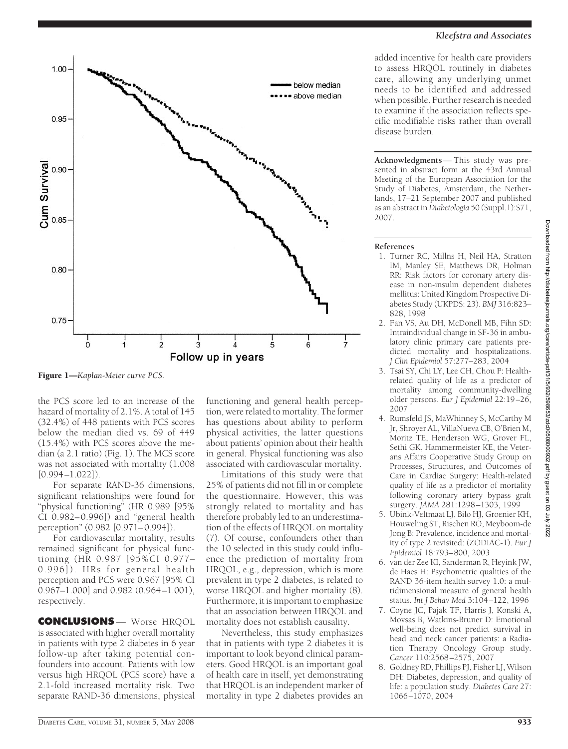1.00
0.95
0.90
0.85
0.80
0.75
Cum Survival
0 1 2 3 4 5 6 7
Follow up in years
below median
above median

**Figure 1**—*Kaplan-Meier curve PCS.*

the PCS score led to an increase of the hazard of mortality of 2.1%. A total of 145 (32.4%) of 448 patients with PCS scores below the median died vs. 69 of 449 (15.4%) with PCS scores above the median (a 2.1 ratio) (Fig. 1). The MCS score was not associated with mortality (1.008 [0.994–1.022]).

For separate RAND-36 dimensions, significant relationships were found for "physical functioning" (HR 0.989 [95% CI 0.982–0.996]) and "general health perception" (0.982 [0.971–0.994]).

For cardiovascular mortality, results remained significant for physical functioning (HR 0.987 [95%CI 0.977–0.996]). HRs for general health perception and PCS were 0.967 [95% CI 0.967–1.000] and 0.982 (0.964–1.001), respectively.

## CONCLUSIONS

— Worse HRQOL is associated with higher overall mortality in patients with type 2 diabetes in 6 year follow-up after taking potential confounders into account. Patients with low versus high HRQOL (PCS score) have a 2.1-fold increased mortality risk. Two separate RAND-36 dimensions, physical functioning and general health perception, were related to mortality. The former has questions about ability to perform physical activities, the latter questions about patients' opinion about their health in general. Physical functioning was also associated with cardiovascular mortality.

Limitations of this study were that 25% of patients did not fill in or complete the questionnaire. However, this was strongly related to mortality and has therefore probably led to an underestimation of the effects of HRQOL on mortality (7). Of course, confounders other than the 10 selected in this study could influence the prediction of mortality from HRQOL, e.g., depression, which is more prevalent in type 2 diabetes, is related to worse HRQOL and higher mortality (8). Furthermore, it is important to emphasize that an association between HRQOL and mortality does not establish causality.

Nevertheless, this study emphasizes that in patients with type 2 diabetes it is important to look beyond clinical parameters. Good HRQOL is an important goal of health care in itself, yet demonstrating that HRQOL is an independent marker of mortality in type 2 diabetes provides an added incentive for health care providers to assess HRQOL routinely in diabetes care, allowing any underlying unmet needs to be identified and addressed when possible. Further research is needed to examine if the association reflects specific modifiable risks rather than overall disease burden.

**Acknowledgments**— This study was presented in abstract form at the 43rd Annual Meeting of the European Association for the Study of Diabetes, Amsterdam, the Netherlands, 17–21 September 2007 and published as an abstract in *Diabetologia* 50 (Suppl.1):S71, 2007.

## References

1. Turner RC, Millns H, Neil HA, Stratton IM, Manley SE, Matthews DR, Holman RR: Risk factors for coronary artery disease in non-insulin dependent diabetes mellitus: United Kingdom Prospective Diabetes Study (UKPDS: 23). *BMJ* 316:823–828, 1998
2. Fan VS, Au DH, McDonell MB, Fihn SD: Intraindividual change in SF-36 in ambulatory clinic primary care patients predicted mortality and hospitalizations. *J Clin Epidemiol* 57:277–283, 2004
3. Tsai SY, Chi LY, Lee CH, Chou P: Health-related quality of life as a predictor of mortality among community-dwelling older persons. *Eur J Epidemiol* 22:19–26, 2007
4. Rumsfeld JS, MaWhinney S, McCarthy M Jr, Shroyer AL, VillaNueva CB, O'Brien M, Moritz TE, Henderson WG, Grover FL, Sethi GK, Hammermeister KE, the Veterans Affairs Cooperative Study Group on Processes, Structures, and Outcomes of Care in Cardiac Surgery: Health-related quality of life as a predictor of mortality following coronary artery bypass graft surgery. *JAMA* 281:1298–1303, 1999
5. Ubink-Veltmaat LJ, Bilo HJ, Groenier KH, Houweling ST, Rischen RO, Meyboom-de Jong B: Prevalence, incidence and mortality of type 2 diabetes revisited: (ZODIAC-1). *Eur J Epidemiol* 18:793–800, 2003
6. van der Zee KI, Sanderman R, Heyink JW, de Haes H: Psychometric qualities of the RAND 36-item health survey 1.0: a multidimensional measure of general health status. *Int J Behav Med* 3:104–122, 1996
7. Coyne JC, Pajak TF, Harris J, Konski A, Movsas B, Watkins-Bruner D: Emotional well-being does not predict survival in head and neck cancer patients: a Radiation Therapy Oncology Group study. *Cancer* 110:2568–2575, 2007
8. Goldney RD, Phillips PJ, Fisher LJ, Wilson DH: Diabetes, depression, and quality of life: a population study. *Diabetes Care* 27:1066–1070, 2004